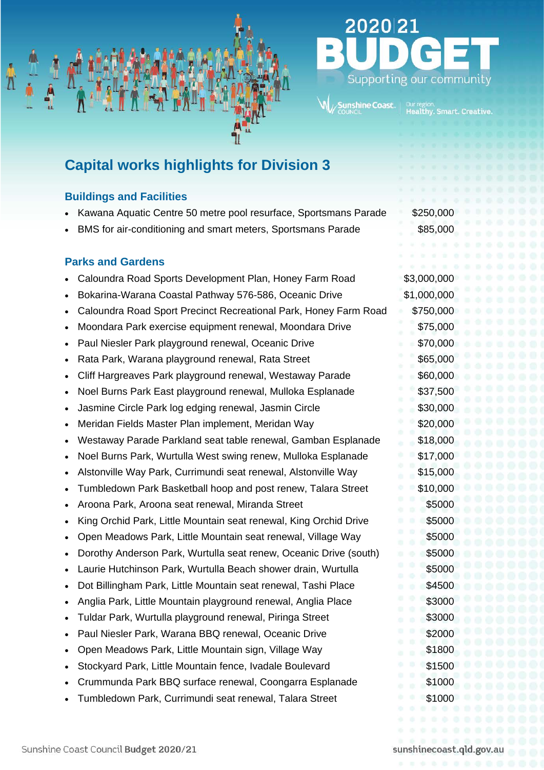# 2020|21 BUDGET

Supporting our community

## Capital works highlights for Division 3

### Buildings and Facilities

| | |
|---|---|
| Kawana Aquatic Centre 50 metre pool resurface, Sportsmans Parade | $250,000 |
| BMS for air-conditioning and smart meters, Sportsmans Parade | $85,000 |

### Parks and Gardens

| | |
|---|---|
| Caloundra Road Sports Development Plan, Honey Farm Road | $3,000,000 |
| Bokarina-Warana Coastal Pathway 576-586, Oceanic Drive | $1,000,000 |
| Caloundra Road Sport Precinct Recreational Park, Honey Farm Road | $750,000 |
| Moondara Park exercise equipment renewal, Moondara Drive | $75,000 |
| Paul Niesler Park playground renewal, Oceanic Drive | $70,000 |
| Rata Park, Warana playground renewal, Rata Street | $65,000 |
| Cliff Hargreaves Park playground renewal, Westaway Parade | $60,000 |
| Noel Burns Park East playground renewal, Mulloka Esplanade | $37,500 |
| Jasmine Circle Park log edging renewal, Jasmin Circle | $30,000 |
| Meridan Fields Master Plan implement, Meridan Way | $20,000 |
| Westaway Parade Parkland seat table renewal, Gamban Esplanade | $18,000 |
| Noel Burns Park, Wurtulla West swing renew, Mulloka Esplanade | $17,000 |
| Alstonville Way Park, Currimundi seat renewal, Alstonville Way | $15,000 |
| Tumbledown Park Basketball hoop and post renew, Talara Street | $10,000 |
| Aroona Park, Aroona seat renewal, Miranda Street | $5000 |
| King Orchid Park, Little Mountain seat renewal, King Orchid Drive | $5000 |
| Open Meadows Park, Little Mountain seat renewal, Village Way | $5000 |
| Dorothy Anderson Park, Wurtulla seat renew, Oceanic Drive (south) | $5000 |
| Laurie Hutchinson Park, Wurtulla Beach shower drain, Wurtulla | $5000 |
| Dot Billingham Park, Little Mountain seat renewal, Tashi Place | $4500 |
| Anglia Park, Little Mountain playground renewal, Anglia Place | $3000 |
| Tuldar Park, Wurtulla playground renewal, Piringa Street | $3000 |
| Paul Niesler Park, Warana BBQ renewal, Oceanic Drive | $2000 |
| Open Meadows Park, Little Mountain sign, Village Way | $1800 |
| Stockyard Park, Little Mountain fence, Ivadale Boulevard | $1500 |
| Crummunda Park BBQ surface renewal, Coongarra Esplanade | $1000 |
| Tumbledown Park, Currimundi seat renewal, Talara Street | $1000 |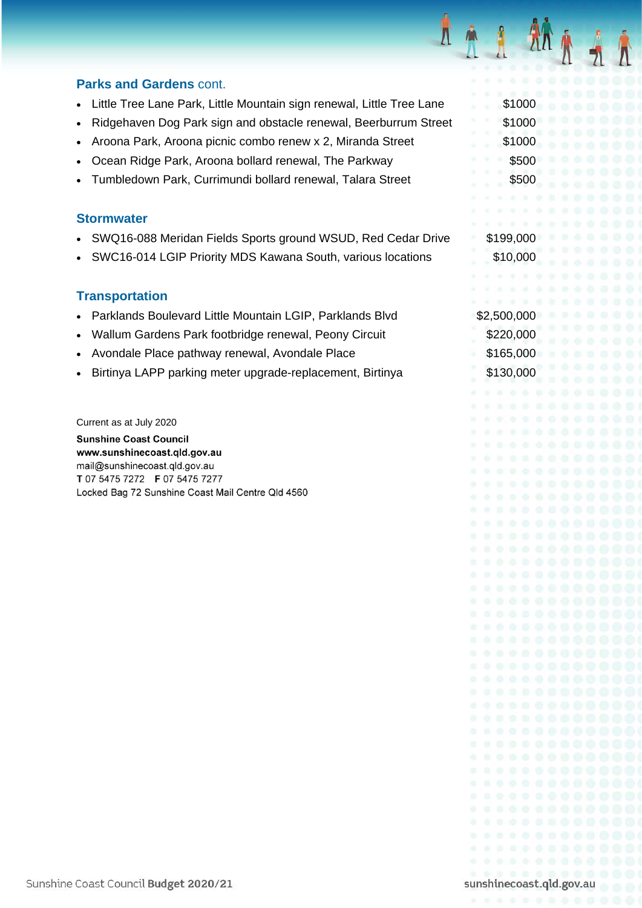## Parks and Gardens cont.

- Little Tree Lane Park, Little Mountain sign renewal, Little Tree Lane $1000
- Ridgehaven Dog Park sign and obstacle renewal, Beerburrum Street $1000
- Aroona Park, Aroona picnic combo renew x 2, Miranda Street $1000
- Ocean Ridge Park, Aroona bollard renewal, The Parkway $500
- Tumbledown Park, Currimundi bollard renewal, Talara Street $500

## Stormwater

- SWQ16-088 Meridan Fields Sports ground WSUD, Red Cedar Drive $199,000
- SWC16-014 LGIP Priority MDS Kawana South, various locations $10,000

## Transportation

- Parklands Boulevard Little Mountain LGIP, Parklands Blvd $2,500,000
- Wallum Gardens Park footbridge renewal, Peony Circuit $220,000
- Avondale Place pathway renewal, Avondale Place $165,000
- Birtinya LAPP parking meter upgrade-replacement, Birtinya $130,000

Current as at July 2020

**Sunshine Coast Council**
**www.sunshinecoast.qld.gov.au**
mail@sunshinecoast.qld.gov.au
**T** 07 5475 7272 **F** 07 5475 7277
Locked Bag 72 Sunshine Coast Mail Centre Qld 4560